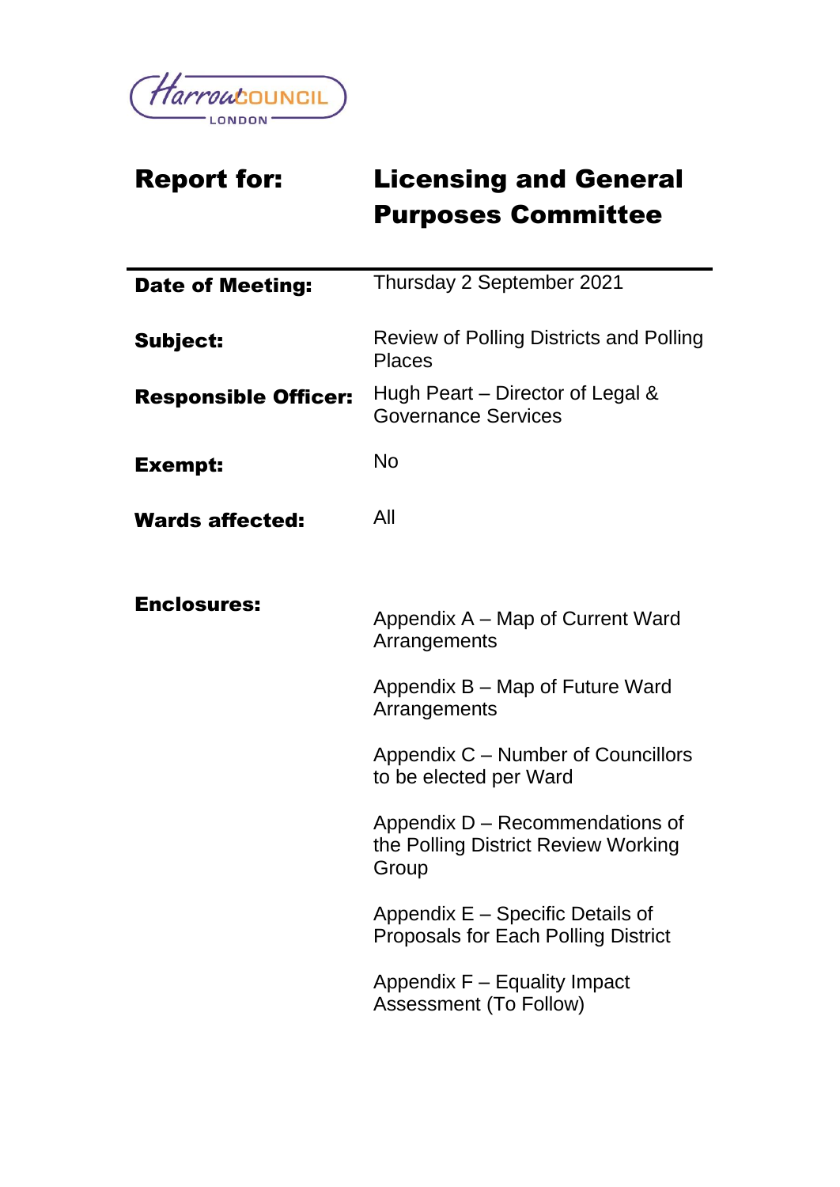Harrow COUNCIL LONDON

| **Report for:** | **Licensing and General Purposes Committee** |
|---|---|
| **Date of Meeting:** | Thursday 2 September 2021 |
| **Subject:** | Review of Polling Districts and Polling Places |
| **Responsible Officer:** | Hugh Peart – Director of Legal & Governance Services |
| **Exempt:** | No |
| **Wards affected:** | All |
| **Enclosures:** | Appendix A – Map of Current Ward Arrangements<br><br>Appendix B – Map of Future Ward Arrangements<br><br>Appendix C – Number of Councillors to be elected per Ward<br><br>Appendix D – Recommendations of the Polling District Review Working Group<br><br>Appendix E – Specific Details of Proposals for Each Polling District<br><br>Appendix F – Equality Impact Assessment (To Follow) |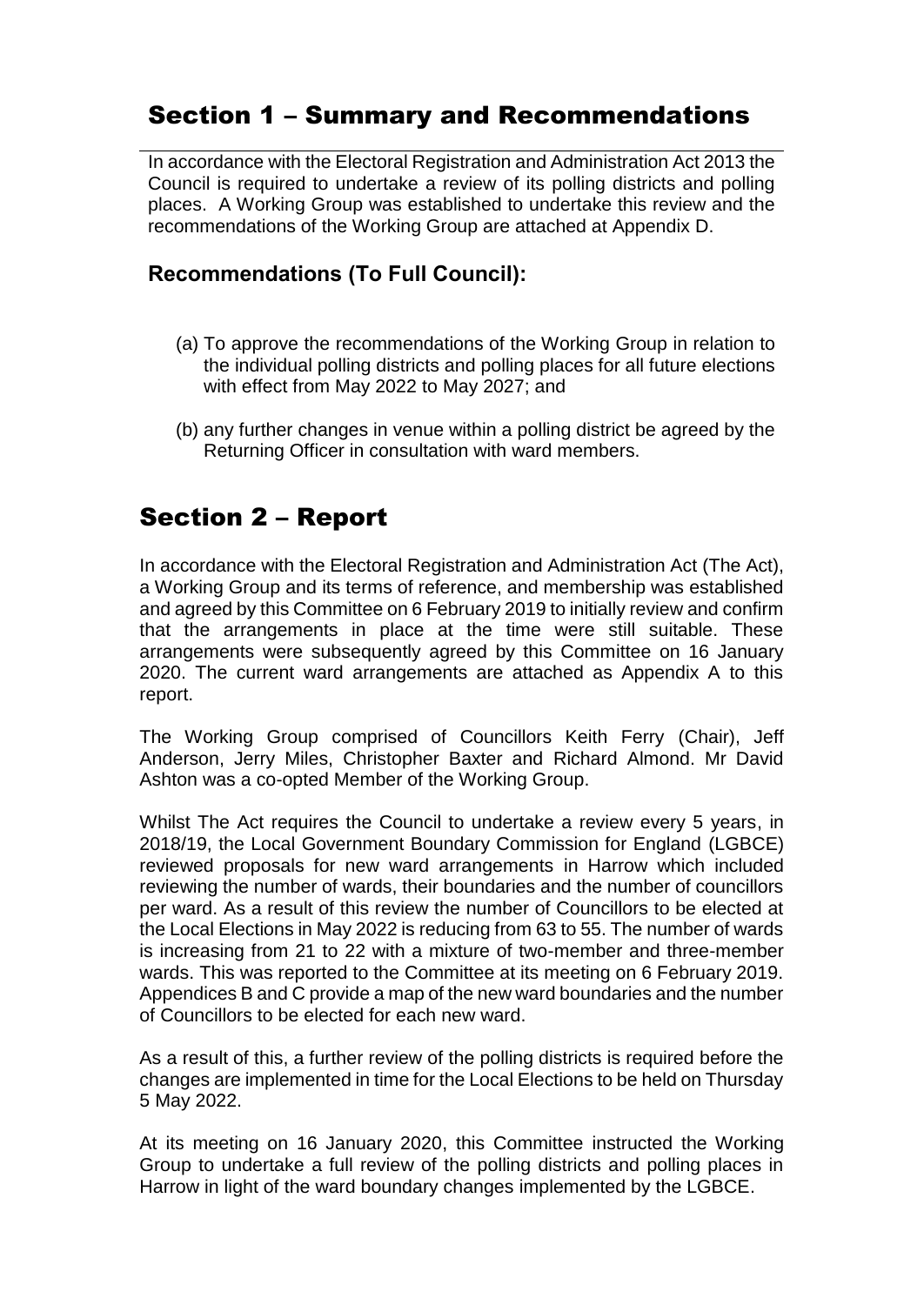## Section 1 – Summary and Recommendations

In accordance with the Electoral Registration and Administration Act 2013 the Council is required to undertake a review of its polling districts and polling places. A Working Group was established to undertake this review and the recommendations of the Working Group are attached at Appendix D.

### Recommendations (To Full Council):

(a) To approve the recommendations of the Working Group in relation to the individual polling districts and polling places for all future elections with effect from May 2022 to May 2027; and

(b) any further changes in venue within a polling district be agreed by the Returning Officer in consultation with ward members.

## Section 2 – Report

In accordance with the Electoral Registration and Administration Act (The Act), a Working Group and its terms of reference, and membership was established and agreed by this Committee on 6 February 2019 to initially review and confirm that the arrangements in place at the time were still suitable. These arrangements were subsequently agreed by this Committee on 16 January 2020. The current ward arrangements are attached as Appendix A to this report.

The Working Group comprised of Councillors Keith Ferry (Chair), Jeff Anderson, Jerry Miles, Christopher Baxter and Richard Almond. Mr David Ashton was a co-opted Member of the Working Group.

Whilst The Act requires the Council to undertake a review every 5 years, in 2018/19, the Local Government Boundary Commission for England (LGBCE) reviewed proposals for new ward arrangements in Harrow which included reviewing the number of wards, their boundaries and the number of councillors per ward. As a result of this review the number of Councillors to be elected at the Local Elections in May 2022 is reducing from 63 to 55. The number of wards is increasing from 21 to 22 with a mixture of two-member and three-member wards. This was reported to the Committee at its meeting on 6 February 2019. Appendices B and C provide a map of the new ward boundaries and the number of Councillors to be elected for each new ward.

As a result of this, a further review of the polling districts is required before the changes are implemented in time for the Local Elections to be held on Thursday 5 May 2022.

At its meeting on 16 January 2020, this Committee instructed the Working Group to undertake a full review of the polling districts and polling places in Harrow in light of the ward boundary changes implemented by the LGBCE.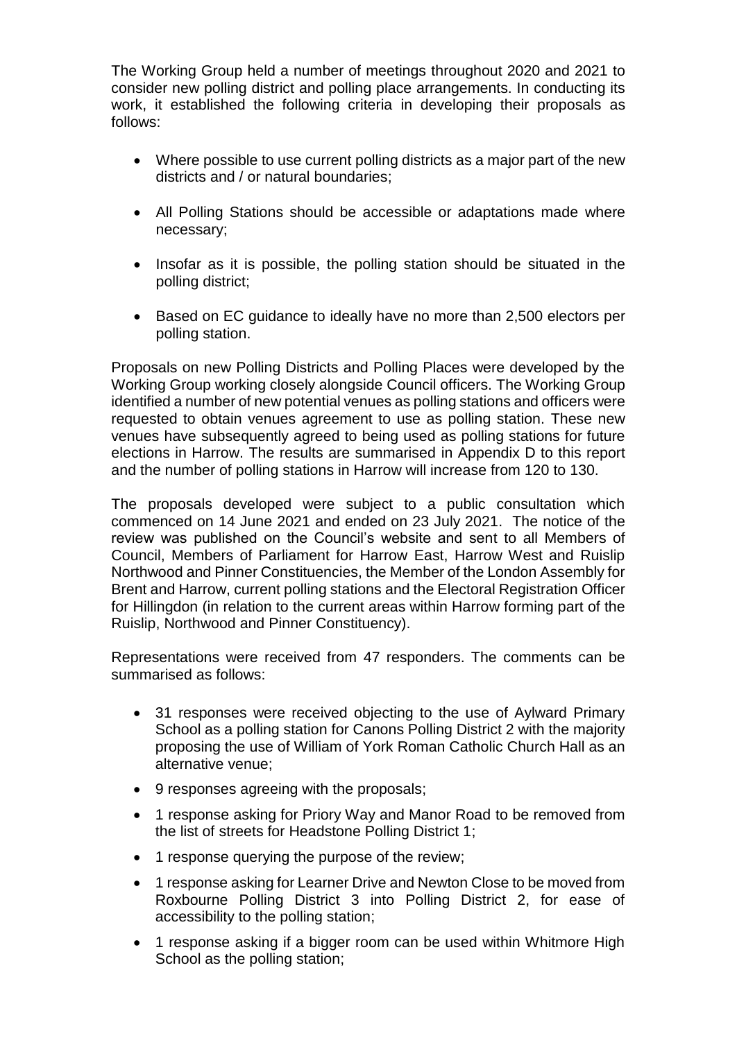The Working Group held a number of meetings throughout 2020 and 2021 to consider new polling district and polling place arrangements. In conducting its work, it established the following criteria in developing their proposals as follows:

- Where possible to use current polling districts as a major part of the new districts and / or natural boundaries;
- All Polling Stations should be accessible or adaptations made where necessary;
- Insofar as it is possible, the polling station should be situated in the polling district;
- Based on EC guidance to ideally have no more than 2,500 electors per polling station.

Proposals on new Polling Districts and Polling Places were developed by the Working Group working closely alongside Council officers. The Working Group identified a number of new potential venues as polling stations and officers were requested to obtain venues agreement to use as polling station. These new venues have subsequently agreed to being used as polling stations for future elections in Harrow. The results are summarised in Appendix D to this report and the number of polling stations in Harrow will increase from 120 to 130.

The proposals developed were subject to a public consultation which commenced on 14 June 2021 and ended on 23 July 2021. The notice of the review was published on the Council's website and sent to all Members of Council, Members of Parliament for Harrow East, Harrow West and Ruislip Northwood and Pinner Constituencies, the Member of the London Assembly for Brent and Harrow, current polling stations and the Electoral Registration Officer for Hillingdon (in relation to the current areas within Harrow forming part of the Ruislip, Northwood and Pinner Constituency).

Representations were received from 47 responders. The comments can be summarised as follows:

- 31 responses were received objecting to the use of Aylward Primary School as a polling station for Canons Polling District 2 with the majority proposing the use of William of York Roman Catholic Church Hall as an alternative venue;
- 9 responses agreeing with the proposals;
- 1 response asking for Priory Way and Manor Road to be removed from the list of streets for Headstone Polling District 1;
- 1 response querying the purpose of the review;
- 1 response asking for Learner Drive and Newton Close to be moved from Roxbourne Polling District 3 into Polling District 2, for ease of accessibility to the polling station;
- 1 response asking if a bigger room can be used within Whitmore High School as the polling station;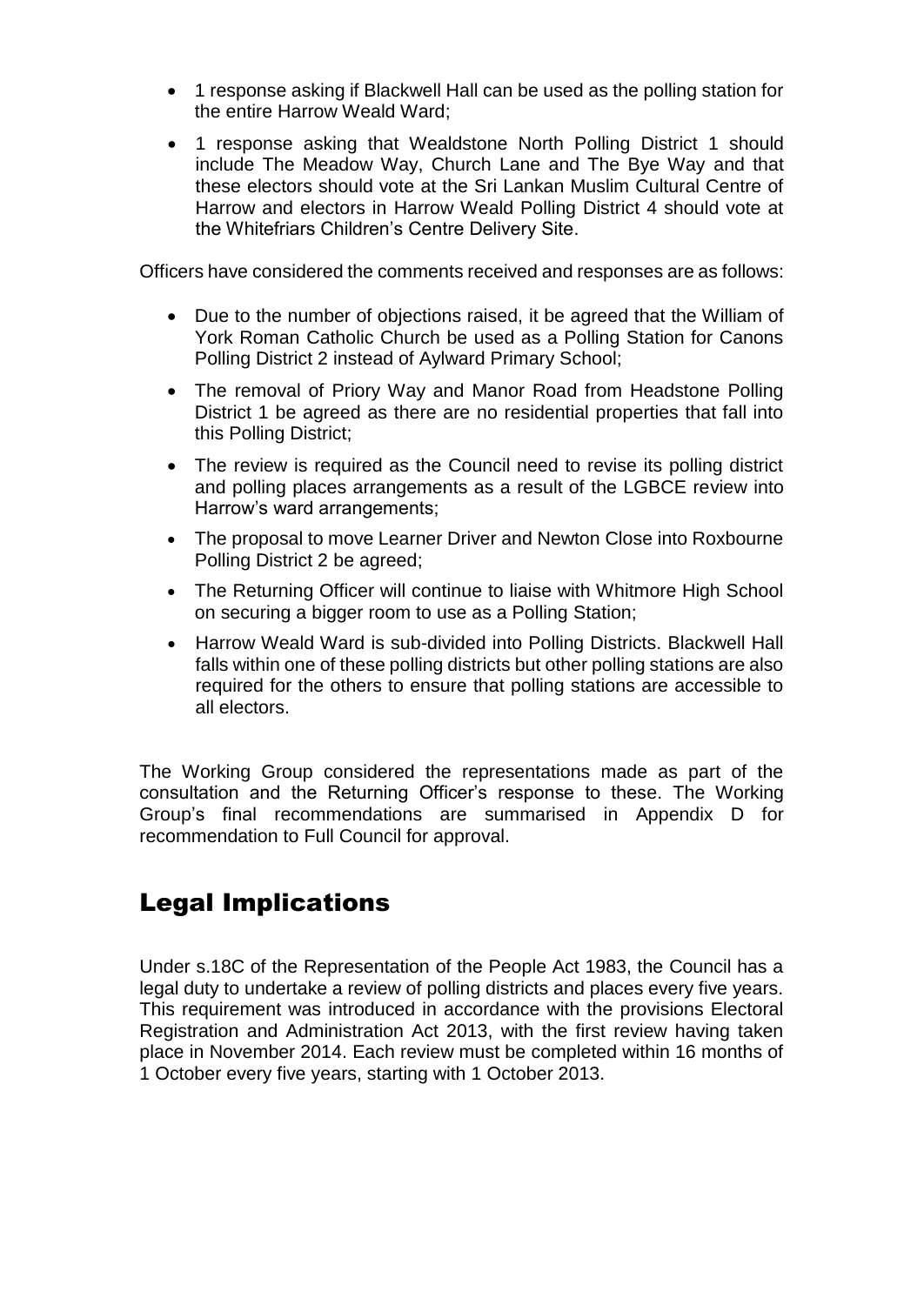- 1 response asking if Blackwell Hall can be used as the polling station for the entire Harrow Weald Ward;
- 1 response asking that Wealdstone North Polling District 1 should include The Meadow Way, Church Lane and The Bye Way and that these electors should vote at the Sri Lankan Muslim Cultural Centre of Harrow and electors in Harrow Weald Polling District 4 should vote at the Whitefriars Children's Centre Delivery Site.

Officers have considered the comments received and responses are as follows:

- Due to the number of objections raised, it be agreed that the William of York Roman Catholic Church be used as a Polling Station for Canons Polling District 2 instead of Aylward Primary School;
- The removal of Priory Way and Manor Road from Headstone Polling District 1 be agreed as there are no residential properties that fall into this Polling District;
- The review is required as the Council need to revise its polling district and polling places arrangements as a result of the LGBCE review into Harrow's ward arrangements;
- The proposal to move Learner Driver and Newton Close into Roxbourne Polling District 2 be agreed;
- The Returning Officer will continue to liaise with Whitmore High School on securing a bigger room to use as a Polling Station;
- Harrow Weald Ward is sub-divided into Polling Districts. Blackwell Hall falls within one of these polling districts but other polling stations are also required for the others to ensure that polling stations are accessible to all electors.

The Working Group considered the representations made as part of the consultation and the Returning Officer's response to these. The Working Group's final recommendations are summarised in Appendix D for recommendation to Full Council for approval.

## Legal Implications

Under s.18C of the Representation of the People Act 1983, the Council has a legal duty to undertake a review of polling districts and places every five years. This requirement was introduced in accordance with the provisions Electoral Registration and Administration Act 2013, with the first review having taken place in November 2014. Each review must be completed within 16 months of 1 October every five years, starting with 1 October 2013.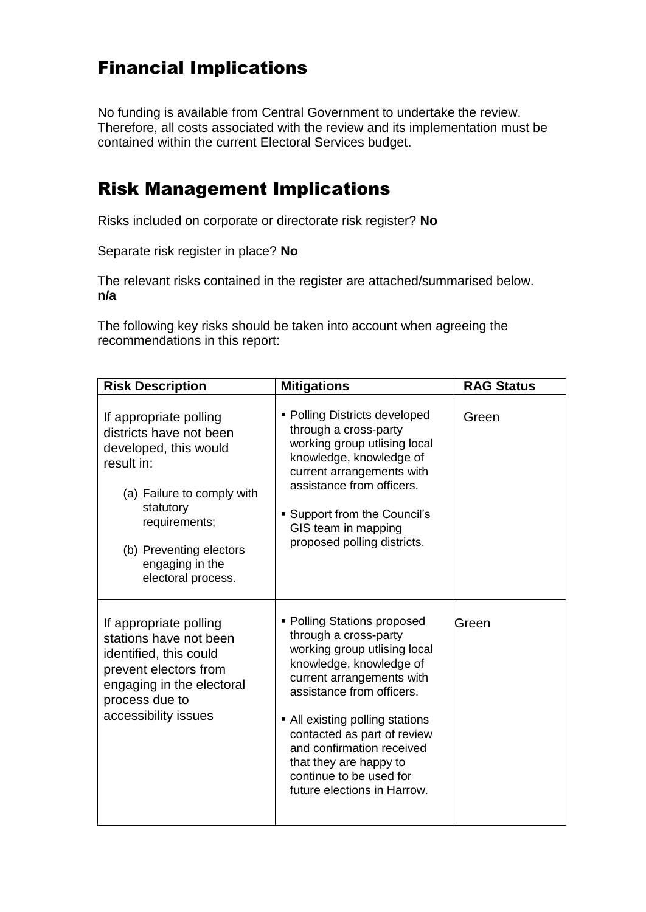## Financial Implications

No funding is available from Central Government to undertake the review. Therefore, all costs associated with the review and its implementation must be contained within the current Electoral Services budget.

## Risk Management Implications

Risks included on corporate or directorate risk register? **No**

Separate risk register in place? **No**

The relevant risks contained in the register are attached/summarised below. **n/a**

The following key risks should be taken into account when agreeing the recommendations in this report:

| Risk Description | Mitigations | RAG Status |
|---|---|---|
| If appropriate polling districts have not been developed, this would result in:<br>(a) Failure to comply with statutory requirements;<br>(b) Preventing electors engaging in the electoral process. | ▪ Polling Districts developed through a cross-party working group utlising local knowledge, knowledge of current arrangements with assistance from officers.<br>▪ Support from the Council's GIS team in mapping proposed polling districts. | Green |
| If appropriate polling stations have not been identified, this could prevent electors from engaging in the electoral process due to accessibility issues | ▪ Polling Stations proposed through a cross-party working group utlising local knowledge, knowledge of current arrangements with assistance from officers.<br>▪ All existing polling stations contacted as part of review and confirmation received that they are happy to continue to be used for future elections in Harrow. | Green |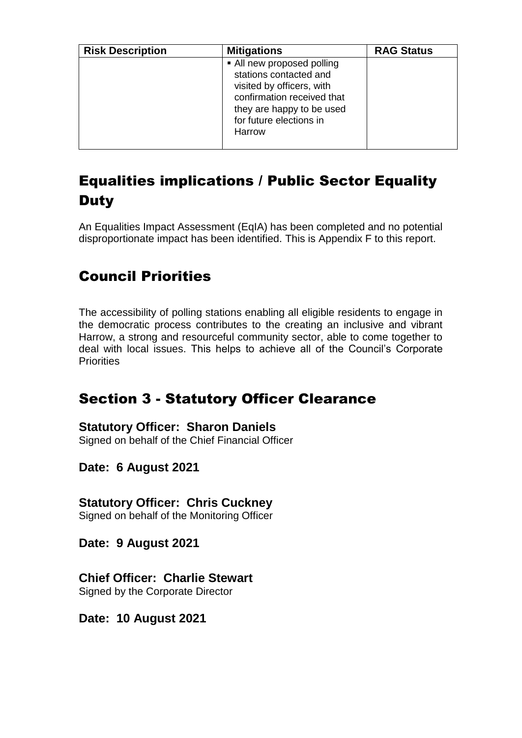| Risk Description | Mitigations | RAG Status |
| --- | --- | --- |
| | ▪ All new proposed polling stations contacted and visited by officers, with confirmation received that they are happy to be used for future elections in Harrow | |

## Equalities implications / Public Sector Equality Duty

An Equalities Impact Assessment (EqIA) has been completed and no potential disproportionate impact has been identified. This is Appendix F to this report.

## Council Priorities

The accessibility of polling stations enabling all eligible residents to engage in the democratic process contributes to the creating an inclusive and vibrant Harrow, a strong and resourceful community sector, able to come together to deal with local issues. This helps to achieve all of the Council's Corporate Priorities

## Section 3 - Statutory Officer Clearance

**Statutory Officer: Sharon Daniels**
Signed on behalf of the Chief Financial Officer

**Date: 6 August 2021**

**Statutory Officer: Chris Cuckney**
Signed on behalf of the Monitoring Officer

**Date: 9 August 2021**

**Chief Officer: Charlie Stewart**
Signed by the Corporate Director

**Date: 10 August 2021**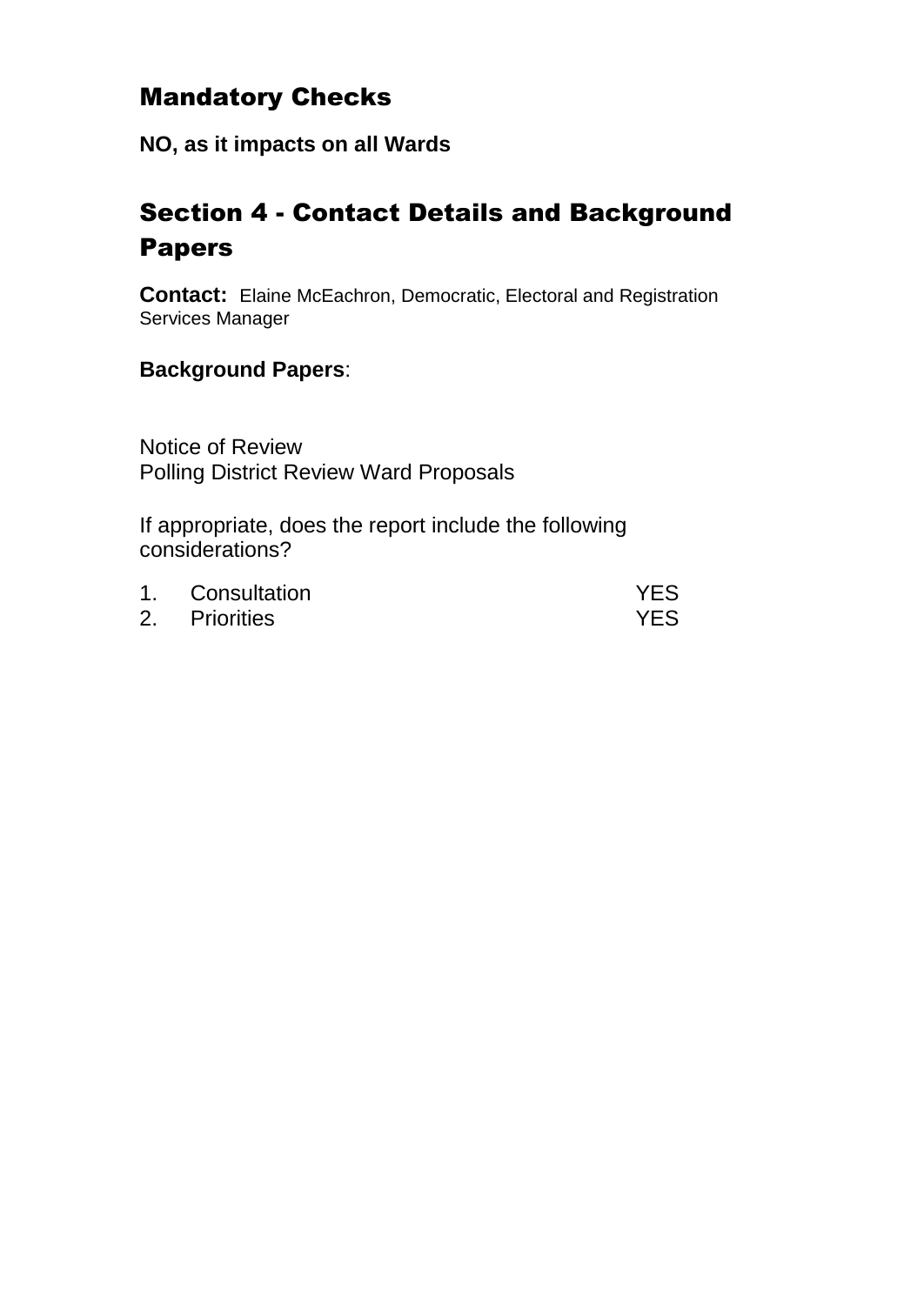## Mandatory Checks

**NO, as it impacts on all Wards**

## Section 4 - Contact Details and Background Papers

**Contact:** Elaine McEachron, Democratic, Electoral and Registration Services Manager

**Background Papers**:

Notice of Review
Polling District Review Ward Proposals

If appropriate, does the report include the following considerations?

| | | |
|---|---|---|
| 1. | Consultation | YES |
| 2. | Priorities | YES |